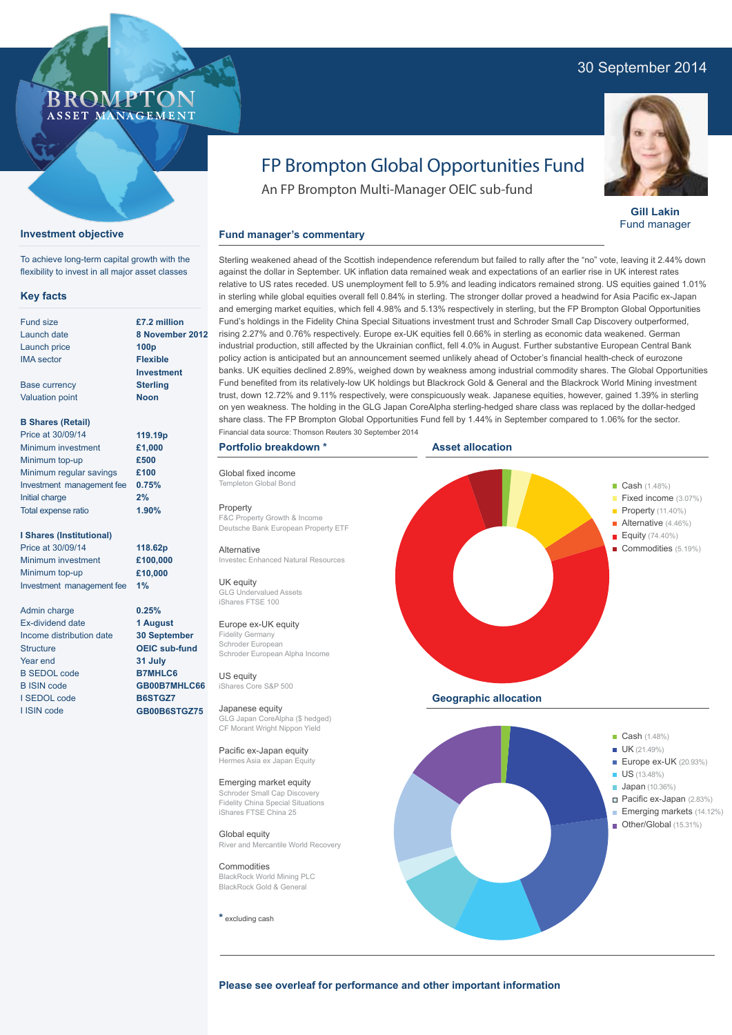30 September 2014

BROMPTON ASSET MANAGEMENT

# FP Brompton Global Opportunities Fund

An FP Brompton Multi-Manager OEIC sub-fund

**Gill Lakin**
Fund manager

## Investment objective

To achieve long-term capital growth with the flexibility to invest in all major asset classes

## Key facts

| | |
|---|---|
| Fund size | **£7.2 million** |
| Launch date | **8 November 2012** |
| Launch price | **100p** |
| IMA sector | **Flexible Investment** |
| Base currency | **Sterling** |
| Valuation point | **Noon** |

### B Shares (Retail)

| | |
|---|---|
| Price at 30/09/14 | **119.19p** |
| Minimum investment | **£1,000** |
| Minimum top-up | **£500** |
| Minimum regular savings | **£100** |
| Investment management fee | **0.75%** |
| Initial charge | **2%** |
| Total expense ratio | **1.90%** |

### I Shares (Institutional)

| | |
|---|---|
| Price at 30/09/14 | **118.62p** |
| Minimum investment | **£100,000** |
| Minimum top-up | **£10,000** |
| Investment management fee | **1%** |

| | |
|---|---|
| Admin charge | **0.25%** |
| Ex-dividend date | **1 August** |
| Income distribution date | **30 September** |
| Structure | **OEIC sub-fund** |
| Year end | **31 July** |
| B SEDOL code | **B7MHLC6** |
| B ISIN code | **GB00B7MHLC66** |
| I SEDOL code | **B6STGZ7** |
| I ISIN code | **GB00B6STGZ75** |

## Fund manager's commentary

Sterling weakened ahead of the Scottish independence referendum but failed to rally after the "no" vote, leaving it 2.44% down against the dollar in September. UK inflation data remained weak and expectations of an earlier rise in UK interest rates relative to US rates receded. US unemployment fell to 5.9% and leading indicators remained strong. US equities gained 1.01% in sterling while global equities overall fell 0.84% in sterling. The stronger dollar proved a headwind for Asia Pacific ex-Japan and emerging market equities, which fell 4.98% and 5.13% respectively in sterling, but the FP Brompton Global Opportunities Fund's holdings in the Fidelity China Special Situations investment trust and Schroder Small Cap Discovery outperformed, rising 2.27% and 0.76% respectively. Europe ex-UK equities fell 0.66% in sterling as economic data weakened. German industrial production, still affected by the Ukrainian conflict, fell 4.0% in August. Further substantive European Central Bank policy action is anticipated but an announcement seemed unlikely ahead of October's financial health-check of eurozone banks. UK equities declined 2.89%, weighed down by weakness among industrial commodity shares. The Global Opportunities Fund benefited from its relatively-low UK holdings but Blackrock Gold & General and the Blackrock World Mining investment trust, down 12.72% and 9.11% respectively, were conspicuously weak. Japanese equities, however, gained 1.39% in sterling on yen weakness. The holding in the GLG Japan CoreAlpha sterling-hedged share class was replaced by the dollar-hedged share class. The FP Brompton Global Opportunities Fund fell by 1.44% in September compared to 1.06% for the sector.

Financial data source: Thomson Reuters 30 September 2014

## Portfolio breakdown *

**Global fixed income**
Templeton Global Bond

**Property**
F&C Property Growth & Income
Deutsche Bank European Property ETF

**Alternative**
Investec Enhanced Natural Resources

**UK equity**
GLG Undervalued Assets
iShares FTSE 100

**Europe ex-UK equity**
Fidelity Germany
Schroder European
Schroder European Alpha Income

**US equity**
iShares Core S&P 500

**Japanese equity**
GLG Japan CoreAlpha ($ hedged)
CF Morant Wright Nippon Yield

**Pacific ex-Japan equity**
Hermes Asia ex Japan Equity

**Emerging market equity**
Schroder Small Cap Discovery
Fidelity China Special Situations
iShares FTSE China 25

**Global equity**
River and Mercantile World Recovery

**Commodities**
BlackRock World Mining PLC
BlackRock Gold & General

* excluding cash

## Asset allocation

- Cash (1.48%)
- Fixed income (3.07%)
- Property (11.40%)
- Alternative (4.46%)
- Equity (74.40%)
- Commodities (5.19%)

## Geographic allocation

- Cash (1.48%)
- UK (21.49%)
- Europe ex-UK (20.93%)
- US (13.48%)
- Japan (10.36%)
- Pacific ex-Japan (2.83%)
- Emerging markets (14.12%)
- Other/Global (15.31%)

**Please see overleaf for performance and other important information**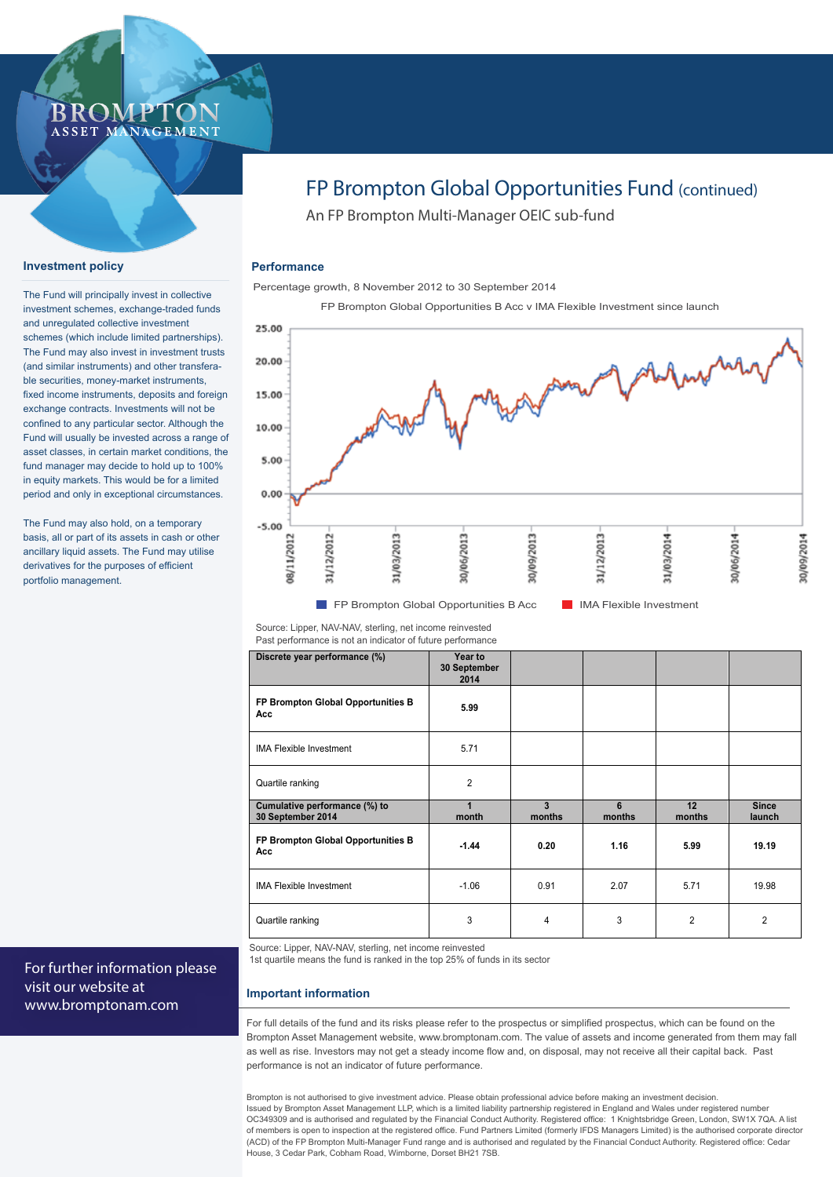# FP Brompton Global Opportunities Fund (continued)

An FP Brompton Multi-Manager OEIC sub-fund

## Investment policy

The Fund will principally invest in collective investment schemes, exchange-traded funds and unregulated collective investment schemes (which include limited partnerships). The Fund may also invest in investment trusts (and similar instruments) and other transferable securities, money-market instruments, fixed income instruments, deposits and foreign exchange contracts. Investments will not be confined to any particular sector. Although the Fund will usually be invested across a range of asset classes, in certain market conditions, the fund manager may decide to hold up to 100% in equity markets. This would be for a limited period and only in exceptional circumstances.

The Fund may also hold, on a temporary basis, all or part of its assets in cash or other ancillary liquid assets. The Fund may utilise derivatives for the purposes of efficient portfolio management.

For further information please visit our website at www.bromptonam.com

## Performance

Percentage growth, 8 November 2012 to 30 September 2014

FP Brompton Global Opportunities B Acc v IMA Flexible Investment since launch

25.00
20.00
15.00
10.00
5.00
0.00
-5.00

08/11/2012
31/12/2012
31/03/2013
30/06/2013
30/09/2013
31/12/2013
31/03/2014
30/06/2014
30/09/2014

FP Brompton Global Opportunities B Acc
IMA Flexible Investment

Source: Lipper, NAV-NAV, sterling, net income reinvested
Past performance is not an indicator of future performance

| Discrete year performance (%) | Year to 30 September 2014 | | | | |
|---|---|---|---|---|---|
| **FP Brompton Global Opportunities B Acc** | **5.99** | | | | |
| IMA Flexible Investment | 5.71 | | | | |
| Quartile ranking | 2 | | | | |
| **Cumulative performance (%) to 30 September 2014** | **1 month** | **3 months** | **6 months** | **12 months** | **Since launch** |
| **FP Brompton Global Opportunities B Acc** | **-1.44** | **0.20** | **1.16** | **5.99** | **19.19** |
| IMA Flexible Investment | -1.06 | 0.91 | 2.07 | 5.71 | 19.98 |
| Quartile ranking | 3 | 4 | 3 | 2 | 2 |

Source: Lipper, NAV-NAV, sterling, net income reinvested
1st quartile means the fund is ranked in the top 25% of funds in its sector

## Important information

For full details of the fund and its risks please refer to the prospectus or simplified prospectus, which can be found on the Brompton Asset Management website, www.bromptonam.com. The value of assets and income generated from them may fall as well as rise. Investors may not get a steady income flow and, on disposal, may not receive all their capital back. Past performance is not an indicator of future performance.

Brompton is not authorised to give investment advice. Please obtain professional advice before making an investment decision. Issued by Brompton Asset Management LLP, which is a limited liability partnership registered in England and Wales under registered number OC349309 and is authorised and regulated by the Financial Conduct Authority. Registered office: 1 Knightsbridge Green, London, SW1X 7QA. A list of members is open to inspection at the registered office. Fund Partners Limited (formerly IFDS Managers Limited) is the authorised corporate director (ACD) of the FP Brompton Multi-Manager Fund range and is authorised and regulated by the Financial Conduct Authority. Registered office: Cedar House, 3 Cedar Park, Cobham Road, Wimborne, Dorset BH21 7SB.